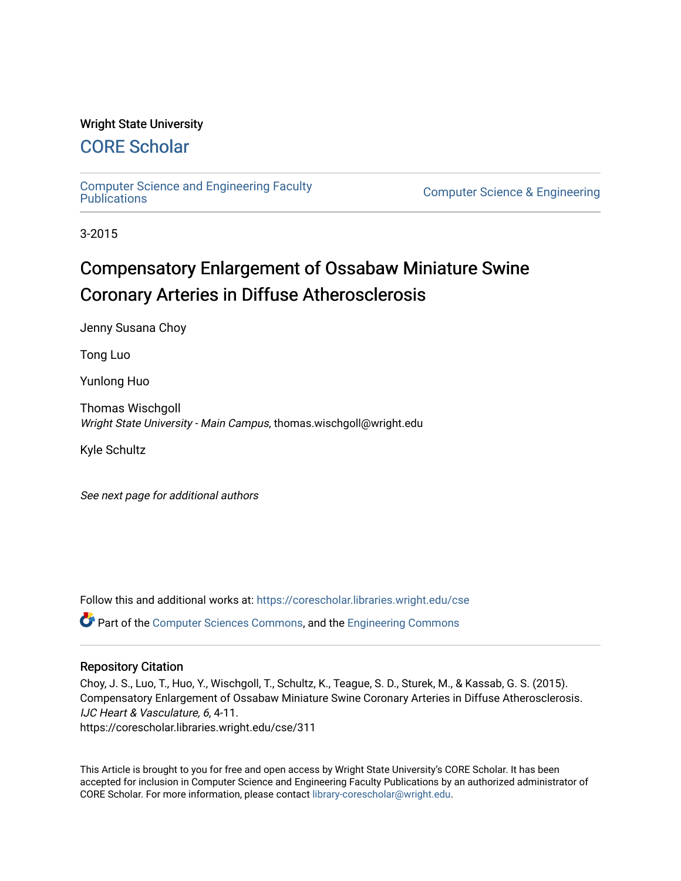Wright State University

# CORE Scholar

Computer Science and Engineering Faculty Publications

Computer Science & Engineering

3-2015

# Compensatory Enlargement of Ossabaw Miniature Swine Coronary Arteries in Diffuse Atherosclerosis

Jenny Susana Choy

Tong Luo

Yunlong Huo

Thomas Wischgoll
*Wright State University - Main Campus*, thomas.wischgoll@wright.edu

Kyle Schultz

*See next page for additional authors*

Follow this and additional works at: https://corescholar.libraries.wright.edu/cse

Part of the Computer Sciences Commons, and the Engineering Commons

## Repository Citation

Choy, J. S., Luo, T., Huo, Y., Wischgoll, T., Schultz, K., Teague, S. D., Sturek, M., & Kassab, G. S. (2015). Compensatory Enlargement of Ossabaw Miniature Swine Coronary Arteries in Diffuse Atherosclerosis. *IJC Heart & Vasculature, 6*, 4-11.
https://corescholar.libraries.wright.edu/cse/311

This Article is brought to you for free and open access by Wright State University's CORE Scholar. It has been accepted for inclusion in Computer Science and Engineering Faculty Publications by an authorized administrator of CORE Scholar. For more information, please contact library-corescholar@wright.edu.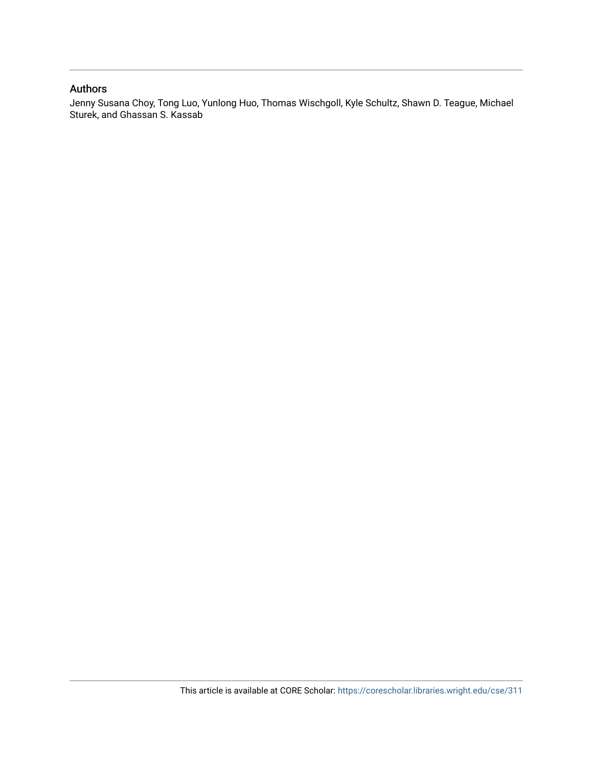## Authors

Jenny Susana Choy, Tong Luo, Yunlong Huo, Thomas Wischgoll, Kyle Schultz, Shawn D. Teague, Michael Sturek, and Ghassan S. Kassab

This article is available at CORE Scholar: https://corescholar.libraries.wright.edu/cse/311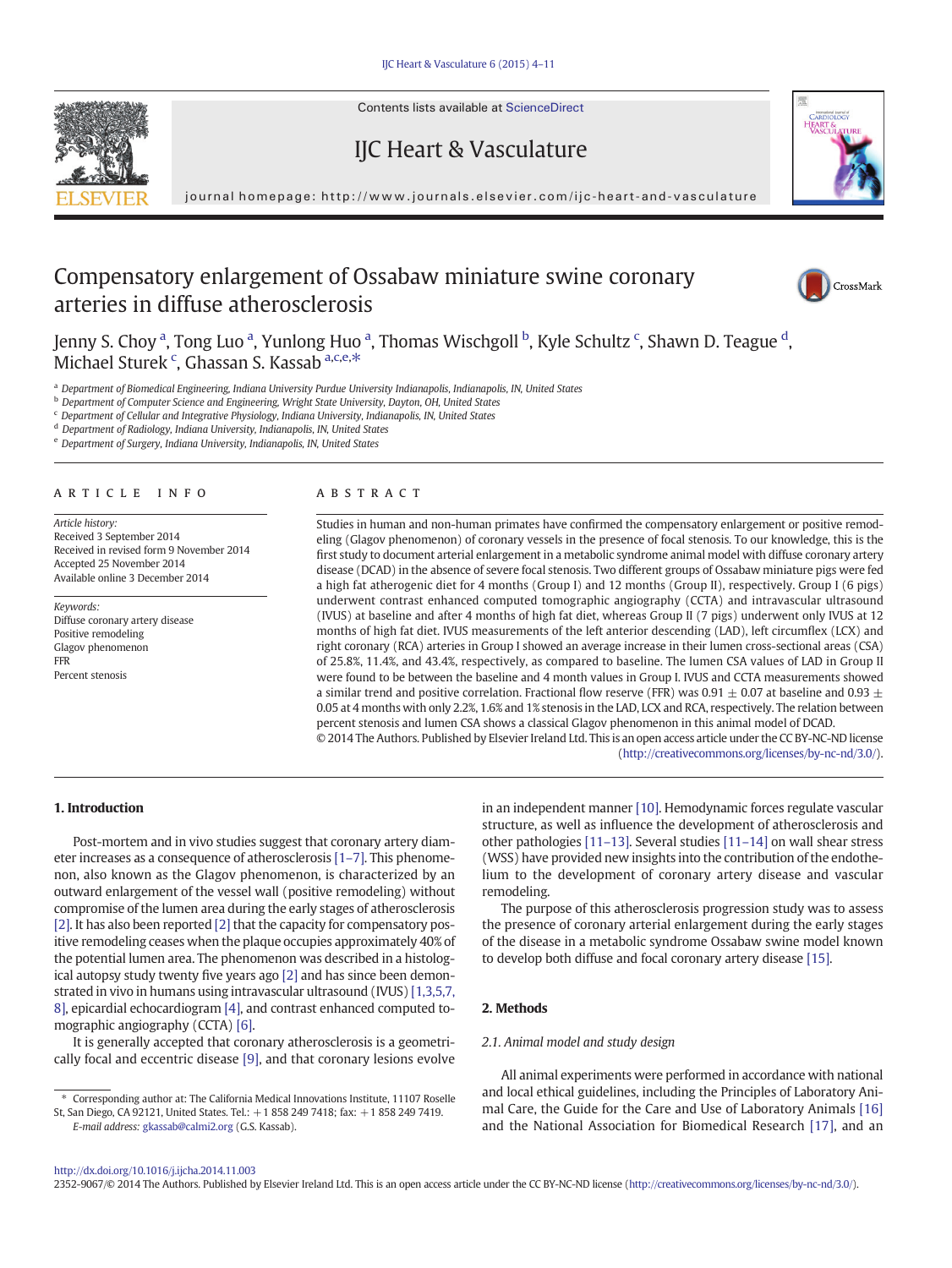Contents lists available at ScienceDirect

IJC Heart & Vasculature

journal homepage: http://www.journals.elsevier.com/ijc-heart-and-vasculature

# Compensatory enlargement of Ossabaw miniature swine coronary arteries in diffuse atherosclerosis

Jenny S. Choy [a], Tong Luo [a], Yunlong Huo [a], Thomas Wischgoll [b], Kyle Schultz [c], Shawn D. Teague [d], Michael Sturek [c], Ghassan S. Kassab [a,c,e,*]

[a] Department of Biomedical Engineering, Indiana University Purdue University Indianapolis, Indianapolis, IN, United States
[b] Department of Computer Science and Engineering, Wright State University, Dayton, OH, United States
[c] Department of Cellular and Integrative Physiology, Indiana University, Indianapolis, IN, United States
[d] Department of Radiology, Indiana University, Indianapolis, IN, United States
[e] Department of Surgery, Indiana University, Indianapolis, IN, United States

**ARTICLE INFO**

*Article history:*
Received 3 September 2014
Received in revised form 9 November 2014
Accepted 25 November 2014
Available online 3 December 2014

*Keywords:*
Diffuse coronary artery disease
Positive remodeling
Glagov phenomenon
FFR
Percent stenosis

**ABSTRACT**

Studies in human and non-human primates have confirmed the compensatory enlargement or positive remodeling (Glagov phenomenon) of coronary vessels in the presence of focal stenosis. To our knowledge, this is the first study to document arterial enlargement in a metabolic syndrome animal model with diffuse coronary artery disease (DCAD) in the absence of severe focal stenosis. Two different groups of Ossabaw miniature pigs were fed a high fat atherogenic diet for 4 months (Group I) and 12 months (Group II), respectively. Group I (6 pigs) underwent contrast enhanced computed tomographic angiography (CCTA) and intravascular ultrasound (IVUS) at baseline and after 4 months of high fat diet, whereas Group II (7 pigs) underwent only IVUS at 12 months of high fat diet. IVUS measurements of the left anterior descending (LAD), left circumflex (LCX) and right coronary (RCA) arteries in Group I showed an average increase in their lumen cross-sectional areas (CSA) of 25.8%, 11.4%, and 43.4%, respectively, as compared to baseline. The lumen CSA values of LAD in Group II were found to be between the baseline and 4 month values in Group I. IVUS and CCTA measurements showed a similar trend and positive correlation. Fractional flow reserve (FFR) was 0.91 ± 0.07 at baseline and 0.93 ± 0.05 at 4 months with only 2.2%, 1.6% and 1% stenosis in the LAD, LCX and RCA, respectively. The relation between percent stenosis and lumen CSA shows a classical Glagov phenomenon in this animal model of DCAD.

© 2014 The Authors. Published by Elsevier Ireland Ltd. This is an open access article under the CC BY-NC-ND license (http://creativecommons.org/licenses/by-nc-nd/3.0/).

## 1. Introduction

Post-mortem and in vivo studies suggest that coronary artery diameter increases as a consequence of atherosclerosis [1–7]. This phenomenon, also known as the Glagov phenomenon, is characterized by an outward enlargement of the vessel wall (positive remodeling) without compromise of the lumen area during the early stages of atherosclerosis [2]. It has also been reported [2] that the capacity for compensatory positive remodeling ceases when the plaque occupies approximately 40% of the potential lumen area. The phenomenon was described in a histological autopsy study twenty five years ago [2] and has since been demonstrated in vivo in humans using intravascular ultrasound (IVUS) [1,3,5,7,8], epicardial echocardiogram [4], and contrast enhanced computed tomographic angiography (CCTA) [6].

It is generally accepted that coronary atherosclerosis is a geometrically focal and eccentric disease [9], and that coronary lesions evolve in an independent manner [10]. Hemodynamic forces regulate vascular structure, as well as influence the development of atherosclerosis and other pathologies [11–13]. Several studies [11–14] on wall shear stress (WSS) have provided new insights into the contribution of the endothelium to the development of coronary artery disease and vascular remodeling.

The purpose of this atherosclerosis progression study was to assess the presence of coronary arterial enlargement during the early stages of the disease in a metabolic syndrome Ossabaw swine model known to develop both diffuse and focal coronary artery disease [15].

## 2. Methods

### 2.1. Animal model and study design

All animal experiments were performed in accordance with national and local ethical guidelines, including the Principles of Laboratory Animal Care, the Guide for the Care and Use of Laboratory Animals [16] and the National Association for Biomedical Research [17], and an

\* Corresponding author at: The California Medical Innovations Institute, 11107 Roselle St, San Diego, CA 92121, United States. Tel.: +1 858 249 7418; fax: +1 858 249 7419.
*E-mail address:* gkassab@calmi2.org (G.S. Kassab).

http://dx.doi.org/10.1016/j.ijcha.2014.11.003
2352-9067/© 2014 The Authors. Published by Elsevier Ireland Ltd. This is an open access article under the CC BY-NC-ND license (http://creativecommons.org/licenses/by-nc-nd/3.0/).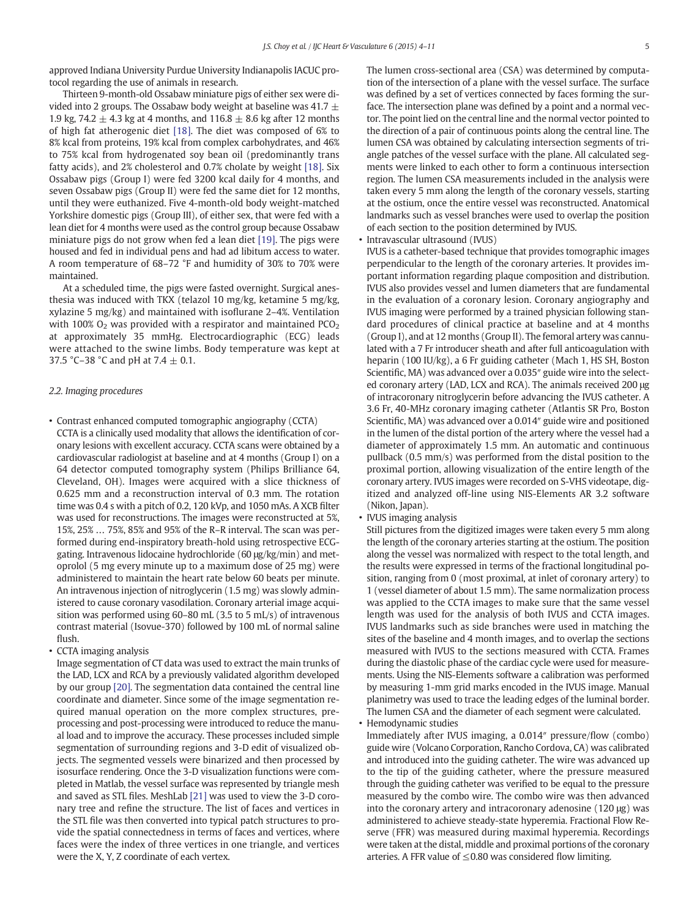approved Indiana University Purdue University Indianapolis IACUC protocol regarding the use of animals in research.

Thirteen 9-month-old Ossabaw miniature pigs of either sex were divided into 2 groups. The Ossabaw body weight at baseline was 41.7 ± 1.9 kg, 74.2 ± 4.3 kg at 4 months, and 116.8 ± 8.6 kg after 12 months of high fat atherogenic diet [18]. The diet was composed of 6% to 8% kcal from proteins, 19% kcal from complex carbohydrates, and 46% to 75% kcal from hydrogenated soy bean oil (predominantly trans fatty acids), and 2% cholesterol and 0.7% cholate by weight [18]. Six Ossabaw pigs (Group I) were fed 3200 kcal daily for 4 months, and seven Ossabaw pigs (Group II) were fed the same diet for 12 months, until they were euthanized. Five 4-month-old body weight-matched Yorkshire domestic pigs (Group III), of either sex, that were fed with a lean diet for 4 months were used as the control group because Ossabaw miniature pigs do not grow when fed a lean diet [19]. The pigs were housed and fed in individual pens and had ad libitum access to water. A room temperature of 68–72 °F and humidity of 30% to 70% were maintained.

At a scheduled time, the pigs were fasted overnight. Surgical anesthesia was induced with TKX (telazol 10 mg/kg, ketamine 5 mg/kg, xylazine 5 mg/kg) and maintained with isoflurane 2–4%. Ventilation with 100% $O_2$ was provided with a respirator and maintained $PCO_2$ at approximately 35 mmHg. Electrocardiographic (ECG) leads were attached to the swine limbs. Body temperature was kept at 37.5 °C–38 °C and pH at 7.4 ± 0.1.

### 2.2. Imaging procedures

- Contrast enhanced computed tomographic angiography (CCTA)
  CCTA is a clinically used modality that allows the identification of coronary lesions with excellent accuracy. CCTA scans were obtained by a cardiovascular radiologist at baseline and at 4 months (Group I) on a 64 detector computed tomography system (Philips Brilliance 64, Cleveland, OH). Images were acquired with a slice thickness of 0.625 mm and a reconstruction interval of 0.3 mm. The rotation time was 0.4 s with a pitch of 0.2, 120 kVp, and 1050 mAs. A XCB filter was used for reconstructions. The images were reconstructed at 5%, 15%, 25% … 75%, 85% and 95% of the R–R interval. The scan was performed during end-inspiratory breath-hold using retrospective ECG-gating. Intravenous lidocaine hydrochloride (60 μg/kg/min) and metoprolol (5 mg every minute up to a maximum dose of 25 mg) were administered to maintain the heart rate below 60 beats per minute. An intravenous injection of nitroglycerin (1.5 mg) was slowly administered to cause coronary vasodilation. Coronary arterial image acquisition was performed using 60–80 mL (3.5 to 5 mL/s) of intravenous contrast material (Isovue-370) followed by 100 mL of normal saline flush.
- CCTA imaging analysis
  Image segmentation of CT data was used to extract the main trunks of the LAD, LCX and RCA by a previously validated algorithm developed by our group [20]. The segmentation data contained the central line coordinate and diameter. Since some of the image segmentation required manual operation on the more complex structures, preprocessing and post-processing were introduced to reduce the manual load and to improve the accuracy. These processes included simple segmentation of surrounding regions and 3-D edit of visualized objects. The segmented vessels were binarized and then processed by isosurface rendering. Once the 3-D visualization functions were completed in Matlab, the vessel surface was represented by triangle mesh and saved as STL files. MeshLab [21] was used to view the 3-D coronary tree and refine the structure. The list of faces and vertices in the STL file was then converted into typical patch structures to provide the spatial connectedness in terms of faces and vertices, where faces were the index of three vertices in one triangle, and vertices were the X, Y, Z coordinate of each vertex.
  The lumen cross-sectional area (CSA) was determined by computation of the intersection of a plane with the vessel surface. The surface was defined by a set of vertices connected by faces forming the surface. The intersection plane was defined by a point and a normal vector. The point lied on the central line and the normal vector pointed to the direction of a pair of continuous points along the central line. The lumen CSA was obtained by calculating intersection segments of triangle patches of the vessel surface with the plane. All calculated segments were linked to each other to form a continuous intersection region. The lumen CSA measurements included in the analysis were taken every 5 mm along the length of the coronary vessels, starting at the ostium, once the entire vessel was reconstructed. Anatomical landmarks such as vessel branches were used to overlap the position of each section to the position determined by IVUS.
- Intravascular ultrasound (IVUS)
  IVUS is a catheter-based technique that provides tomographic images perpendicular to the length of the coronary arteries. It provides important information regarding plaque composition and distribution. IVUS also provides vessel and lumen diameters that are fundamental in the evaluation of a coronary lesion. Coronary angiography and IVUS imaging were performed by a trained physician following standard procedures of clinical practice at baseline and at 4 months (Group I), and at 12 months (Group II). The femoral artery was cannulated with a 7 Fr introducer sheath and after full anticoagulation with heparin (100 IU/kg), a 6 Fr guiding catheter (Mach 1, HS SH, Boston Scientific, MA) was advanced over a 0.035″ guide wire into the selected coronary artery (LAD, LCX and RCA). The animals received 200 μg of intracoronary nitroglycerin before advancing the IVUS catheter. A 3.6 Fr, 40-MHz coronary imaging catheter (Atlantis SR Pro, Boston Scientific, MA) was advanced over a 0.014″ guide wire and positioned in the lumen of the distal portion of the artery where the vessel had a diameter of approximately 1.5 mm. An automatic and continuous pullback (0.5 mm/s) was performed from the distal position to the proximal portion, allowing visualization of the entire length of the coronary artery. IVUS images were recorded on S-VHS videotape, digitized and analyzed off-line using NIS-Elements AR 3.2 software (Nikon, Japan).
- IVUS imaging analysis
  Still pictures from the digitized images were taken every 5 mm along the length of the coronary arteries starting at the ostium. The position along the vessel was normalized with respect to the total length, and the results were expressed in terms of the fractional longitudinal position, ranging from 0 (most proximal, at inlet of coronary artery) to 1 (vessel diameter of about 1.5 mm). The same normalization process was applied to the CCTA images to make sure that the same vessel length was used for the analysis of both IVUS and CCTA images. IVUS landmarks such as side branches were used in matching the sites of the baseline and 4 month images, and to overlap the sections measured with IVUS to the sections measured with CCTA. Frames during the diastolic phase of the cardiac cycle were used for measurements. Using the NIS-Elements software a calibration was performed by measuring 1-mm grid marks encoded in the IVUS image. Manual planimetry was used to trace the leading edges of the luminal border. The lumen CSA and the diameter of each segment were calculated.
- Hemodynamic studies
  Immediately after IVUS imaging, a 0.014″ pressure/flow (combo) guide wire (Volcano Corporation, Rancho Cordova, CA) was calibrated and introduced into the guiding catheter. The wire was advanced up to the tip of the guiding catheter, where the pressure measured through the guiding catheter was verified to be equal to the pressure measured by the combo wire. The combo wire was then advanced into the coronary artery and intracoronary adenosine (120 μg) was administered to achieve steady-state hyperemia. Fractional Flow Reserve (FFR) was measured during maximal hyperemia. Recordings were taken at the distal, middle and proximal portions of the coronary arteries. A FFR value of ≤0.80 was considered flow limiting.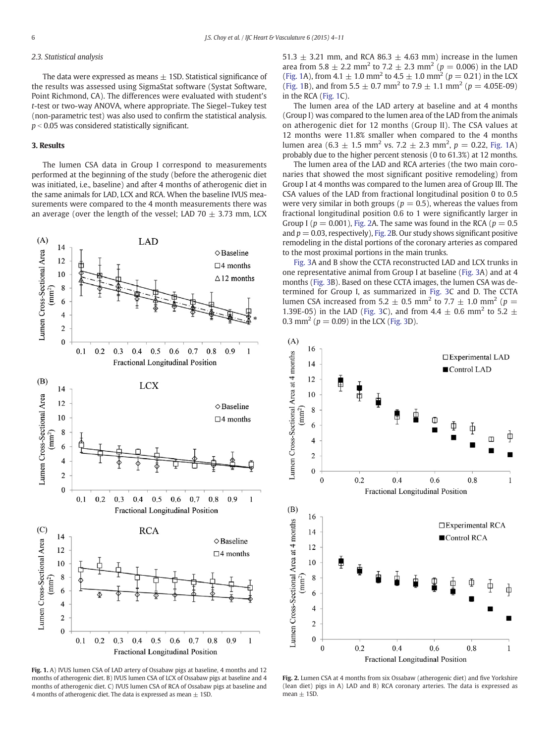### 2.3. Statistical analysis

The data were expressed as means ± 1SD. Statistical significance of the results was assessed using SigmaStat software (Systat Software, Point Richmond, CA). The differences were evaluated with student's $t$-test or two-way ANOVA, where appropriate. The Siegel–Tukey test (non-parametric test) was also used to confirm the statistical analysis. $p < 0.05$ was considered statistically significant.

## 3. Results

The lumen CSA data in Group I correspond to measurements performed at the beginning of the study (before the atherogenic diet was initiated, i.e., baseline) and after 4 months of atherogenic diet in the same animals for LAD, LCX and RCA. When the baseline IVUS measurements were compared to the 4 month measurements there was an average (over the length of the vessel; LAD 70 ± 3.73 mm, LCX 51.3 ± 3.21 mm, and RCA 86.3 ± 4.63 mm) increase in the lumen area from 5.8 ± 2.2 mm$^2$ to 7.2 ± 2.3 mm$^2$ ($p = 0.006$) in the LAD (Fig. 1A), from 4.1 ± 1.0 mm$^2$ to 4.5 ± 1.0 mm$^2$ ($p = 0.21$) in the LCX (Fig. 1B), and from 5.5 ± 0.7 mm$^2$ to 7.9 ± 1.1 mm$^2$ ($p = 4.05E-09$) in the RCA (Fig. 1C).

The lumen area of the LAD artery at baseline and at 4 months (Group I) was compared to the lumen area of the LAD from the animals on atherogenic diet for 12 months (Group II). The CSA values at 12 months were 11.8% smaller when compared to the 4 months lumen area (6.3 ± 1.5 mm$^2$ vs. 7.2 ± 2.3 mm$^2$, $p = 0.22$, Fig. 1A) probably due to the higher percent stenosis (0 to 61.3%) at 12 months.

The lumen area of the LAD and RCA arteries (the two main coronaries that showed the most significant positive remodeling) from Group I at 4 months was compared to the lumen area of the LAD from the animals from Group III. The CSA values of the LAD from fractional longitudinal position 0 to 0.5 were very similar in both groups ($p = 0.5$), whereas the values from fractional longitudinal position 0.6 to 1 were significantly larger in Group I ($p = 0.001$), Fig. 2A. The same was found in the RCA ($p = 0.5$ and $p = 0.03$, respectively), Fig. 2B. Our study shows significant positive remodeling in the distal portions of the coronary arteries as compared to the most proximal portions in the main trunks.

Fig. 3A and B show the CCTA reconstructed LAD and LCX trunks in one representative animal from Group I at baseline (Fig. 3A) and at 4 months (Fig. 3B). Based on these CCTA images, the lumen CSA was determined for Group I, as summarized in Fig. 3C and D. The CCTA lumen CSA increased from 5.2 ± 0.5 mm$^2$ to 7.7 ± 1.0 mm$^2$ ($p = 1.39E-05$) in the LAD (Fig. 3C), and from 4.4 ± 0.6 mm$^2$ to 5.2 ± 0.3 mm$^2$ ($p = 0.09$) in the LCX (Fig. 3D).

**Fig. 1.** A) IVUS lumen CSA of LAD artery of Ossabaw pigs at baseline, 4 months and 12 months of atherogenic diet. B) IVUS lumen CSA of LCX of Ossabaw pigs at baseline and 4 months of atherogenic diet. C) IVUS lumen CSA of RCA of Ossabaw pigs at baseline and 4 months of atherogenic diet. The data is expressed as mean ± 1SD.

**Fig. 2.** Lumen CSA at 4 months from six Ossabaw (atherogenic diet) and five Yorkshire (lean diet) pigs in A) LAD and B) RCA coronary arteries. The data is expressed as mean ± 1SD.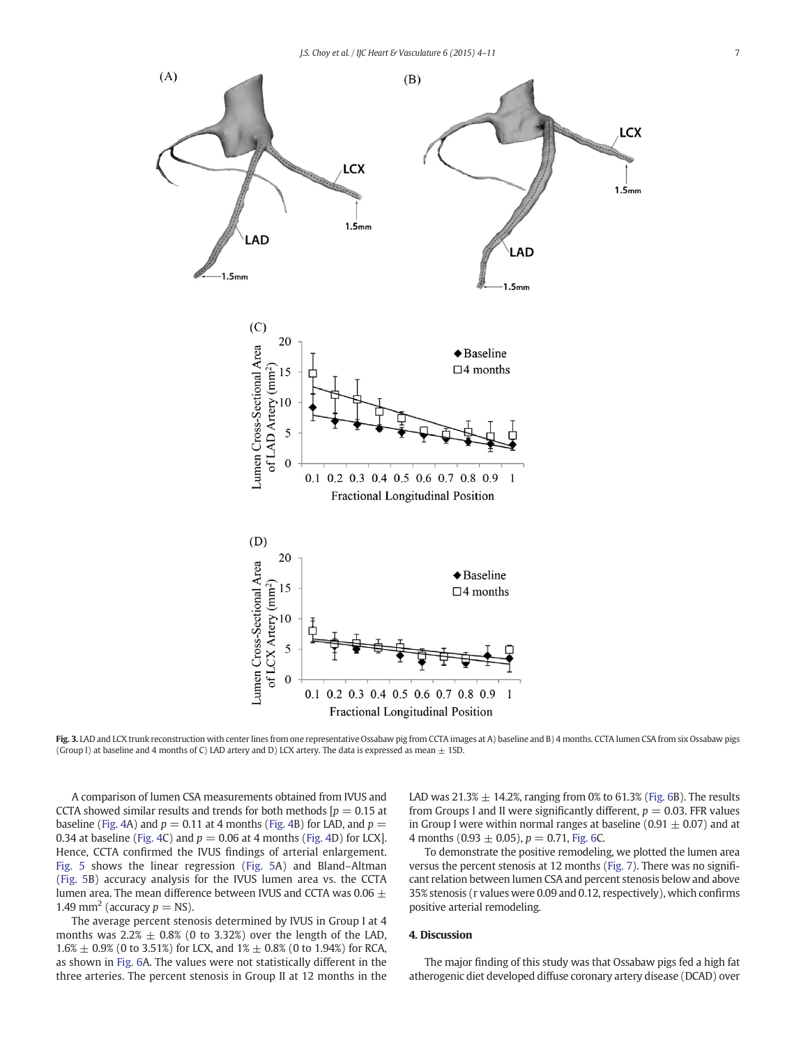**Fig. 3.** LAD and LCX trunk reconstruction with center lines from one representative Ossabaw pig from CCTA images at A) baseline and B) 4 months. CCTA lumen CSA from six Ossabaw pigs (Group I) at baseline and 4 months of C) LAD artery and D) LCX artery. The data is expressed as mean ± 1SD.

A comparison of lumen CSA measurements obtained from IVUS and CCTA showed similar results and trends for both methods [$p = 0.15$ at baseline (Fig. 4A) and $p = 0.11$ at 4 months (Fig. 4B) for LAD, and $p = 0.34$ at baseline (Fig. 4C) and $p = 0.06$ at 4 months (Fig. 4D) for LCX]. Hence, CCTA confirmed the IVUS findings of arterial enlargement. Fig. 5 shows the linear regression (Fig. 5A) and Bland–Altman (Fig. 5B) accuracy analysis for the IVUS lumen area vs. the CCTA lumen area. The mean difference between IVUS and CCTA was 0.06 ± 1.49 mm$^2$ (accuracy $p$ = NS).

The average percent stenosis determined by IVUS in Group I at 4 months was 2.2% ± 0.8% (0 to 3.32%) over the length of the LAD, 1.6% ± 0.9% (0 to 3.51%) for LCX, and 1% ± 0.8% (0 to 1.94%) for RCA, as shown in Fig. 6A. The values were not statistically different in the three arteries. The percent stenosis in Group II at 12 months in the LAD was 21.3% ± 14.2%, ranging from 0% to 61.3% (Fig. 6B). The results from Groups I and II were significantly different, $p = 0.03$. FFR values in Group I were within normal ranges at baseline (0.91 ± 0.07) and at 4 months (0.93 ± 0.05), $p = 0.71$, Fig. 6C.

To demonstrate the positive remodeling, we plotted the lumen area versus the percent stenosis at 12 months (Fig. 7). There was no significant relation between lumen CSA and percent stenosis below and above 35% stenosis (r values were 0.09 and 0.12, respectively), which confirms positive arterial remodeling.

## 4. Discussion

The major finding of this study was that Ossabaw pigs fed a high fat atherogenic diet developed diffuse coronary artery disease (DCAD) over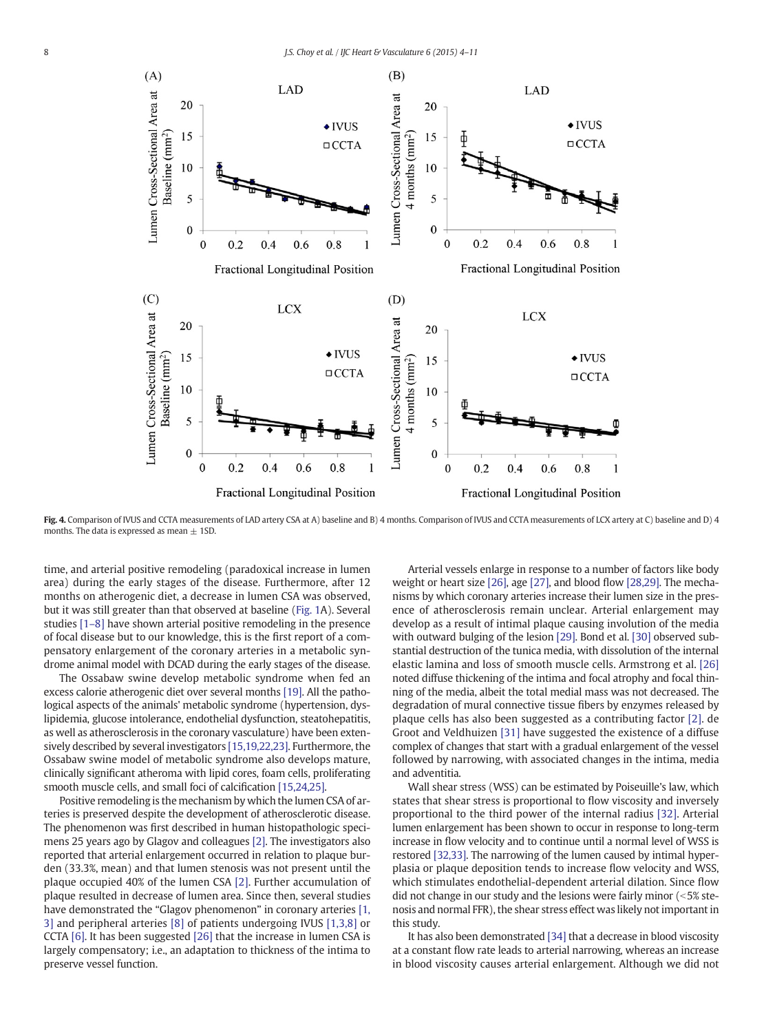**Fig. 4.** Comparison of IVUS and CCTA measurements of LAD artery CSA at A) baseline and B) 4 months. Comparison of IVUS and CCTA measurements of LCX artery at C) baseline and D) 4 months. The data is expressed as mean ± 1SD.

time, and arterial positive remodeling (paradoxical increase in lumen area) during the early stages of the disease. Furthermore, after 12 months on atherogenic diet, a decrease in lumen CSA was observed, but it was still greater than that observed at baseline (Fig. 1A). Several studies [1–8] have shown arterial positive remodeling in the presence of focal disease but to our knowledge, this is the first report of a compensatory enlargement of the coronary arteries in a metabolic syndrome animal model with DCAD during the early stages of the disease.

The Ossabaw swine develop metabolic syndrome when fed an excess calorie atherogenic diet over several months [19]. All the pathological aspects of the animals' metabolic syndrome (hypertension, dyslipidemia, glucose intolerance, endothelial dysfunction, steatohepatitis, as well as atherosclerosis in the coronary vasculature) have been extensively described by several investigators [15,19,22,23]. Furthermore, the Ossabaw swine model of metabolic syndrome also develops mature, clinically significant atheroma with lipid cores, foam cells, proliferating smooth muscle cells, and small foci of calcification [15,24,25].

Positive remodeling is the mechanism by which the lumen CSA of arteries is preserved despite the development of atherosclerotic disease. The phenomenon was first described in human histopathologic specimens 25 years ago by Glagov and colleagues [2]. The investigators also reported that arterial enlargement occurred in relation to plaque burden (33.3%, mean) and that lumen stenosis was not present until the plaque occupied 40% of the lumen CSA [2]. Further accumulation of plaque resulted in decrease of lumen area. Since then, several studies have demonstrated the "Glagov phenomenon" in coronary arteries [1, 3] and peripheral arteries [8] of patients undergoing IVUS [1,3,8] or CCTA [6]. It has been suggested [26] that the increase in lumen CSA is largely compensatory; i.e., an adaptation to thickness of the intima to preserve vessel function.

Arterial vessels enlarge in response to a number of factors like body weight or heart size [26], age [27], and blood flow [28,29]. The mechanisms by which coronary arteries increase their lumen size in the presence of atherosclerosis remain unclear. Arterial enlargement may develop as a result of intimal plaque causing involution of the media with outward bulging of the lesion [29]. Bond et al. [30] observed substantial destruction of the tunica media, with dissolution of the internal elastic lamina and loss of smooth muscle cells. Armstrong et al. [26] noted diffuse thickening of the intima and focal atrophy and focal thinning of the media, albeit the total medial mass was not decreased. The degradation of mural connective tissue fibers by enzymes released by plaque cells has also been suggested as a contributing factor [2]. de Groot and Veldhuizen [31] have suggested the existence of a diffuse complex of changes that start with a gradual enlargement of the vessel followed by narrowing, with associated changes in the intima, media and adventitia.

Wall shear stress (WSS) can be estimated by Poiseuille's law, which states that shear stress is proportional to flow viscosity and inversely proportional to the third power of the internal radius [32]. Arterial lumen enlargement has been shown to occur in response to long-term increase in flow velocity and to continue until a normal level of WSS is restored [32,33]. The narrowing of the lumen caused by intimal hyperplasia or plaque deposition tends to increase flow velocity and WSS, which stimulates endothelial-dependent arterial dilation. Since flow did not change in our study and the lesions were fairly minor (<5% stenosis and normal FFR), the shear stress effect was likely not important in this study.

It has also been demonstrated [34] that a decrease in blood viscosity at a constant flow rate leads to arterial narrowing, whereas an increase in blood viscosity causes arterial enlargement. Although we did not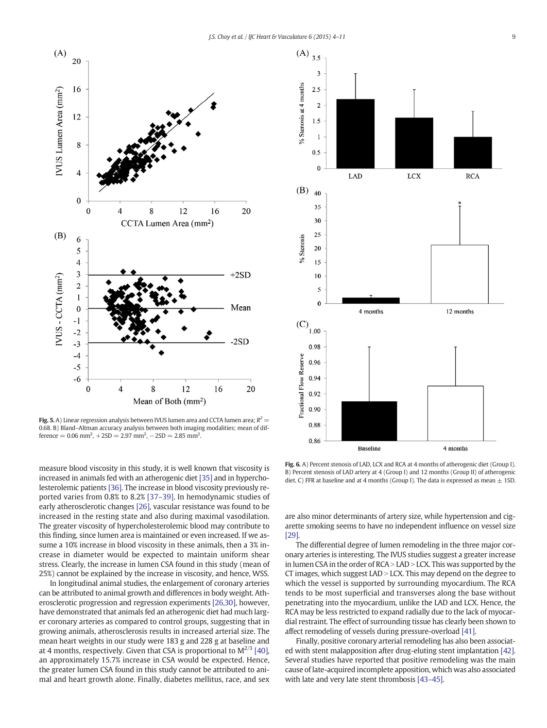Fig. 5. A) Linear regression analysis between IVUS lumen area and CCTA lumen area; $R^2 = 0.68$. B) Bland–Altman accuracy analysis between both imaging modalities; mean of difference = 0.06 mm², +2SD = 2.97 mm², −2SD = 2.85 mm².

Fig. 6. A) Percent stenosis of LAD, LCX and RCA at 4 months of atherogenic diet (Group I). B) Percent stenosis of LAD artery at 4 (Group I) and 12 months (Group II) of atherogenic diet. C) FFR at baseline and at 4 months (Group I). The data is expressed as mean ± 1SD.

measure blood viscosity in this study, it is well known that viscosity is increased in animals fed with an atherogenic diet [35] and in hypercholesterolemic patients [36]. The increase in blood viscosity previously reported varies from 0.8% to 8.2% [37–39]. In hemodynamic studies of early atherosclerotic changes [26], vascular resistance was found to be increased in the resting state and also during maximal vasodilation. The greater viscosity of hypercholesterolemic blood may contribute to this finding, since lumen area is maintained or even increased. If we assume a 10% increase in blood viscosity in these animals, then a 3% increase in diameter would be expected to maintain uniform shear stress. Clearly, the increase in lumen CSA found in this study (mean of 25%) cannot be explained by the increase in viscosity, and hence, WSS.

In longitudinal animal studies, the enlargement of coronary arteries can be attributed to animal growth and differences in body weight. Atherosclerotic progression and regression experiments [26,30], however, have demonstrated that animals fed an atherogenic diet had much larger coronary arteries as compared to control groups, suggesting that in growing animals, atherosclerosis results in increased arterial size. The mean heart weights in our study were 183 g and 228 g at baseline and at 4 months, respectively. Given that CSA is proportional to $M^{2/3}$ [40], an approximately 15.7% increase in CSA would be expected. Hence, the greater lumen CSA found in this study cannot be attributed to animal and heart growth alone. Finally, diabetes mellitus, race, and sex are also minor determinants of artery size, while hypertension and cigarette smoking seems to have no independent influence on vessel size [29].

The differential degree of lumen remodeling in the three major coronary arteries is interesting. The IVUS studies suggest a greater increase in lumen CSA in the order of RCA > LAD > LCX. This was supported by the CT images, which suggest LAD > LCX. This may depend on the degree to which the vessel is supported by surrounding myocardium. The RCA tends to be most superficial and transverses along the base without penetrating into the myocardium, unlike the LAD and LCX. Hence, the RCA may be less restricted to expand radially due to the lack of myocardial restraint. The effect of surrounding tissue has clearly been shown to affect remodeling of vessels during pressure-overload [41].

Finally, positive coronary arterial remodeling has also been associated with stent malapposition after drug-eluting stent implantation [42]. Several studies have reported that positive remodeling was the main cause of late-acquired incomplete apposition, which was also associated with late and very late stent thrombosis [43–45].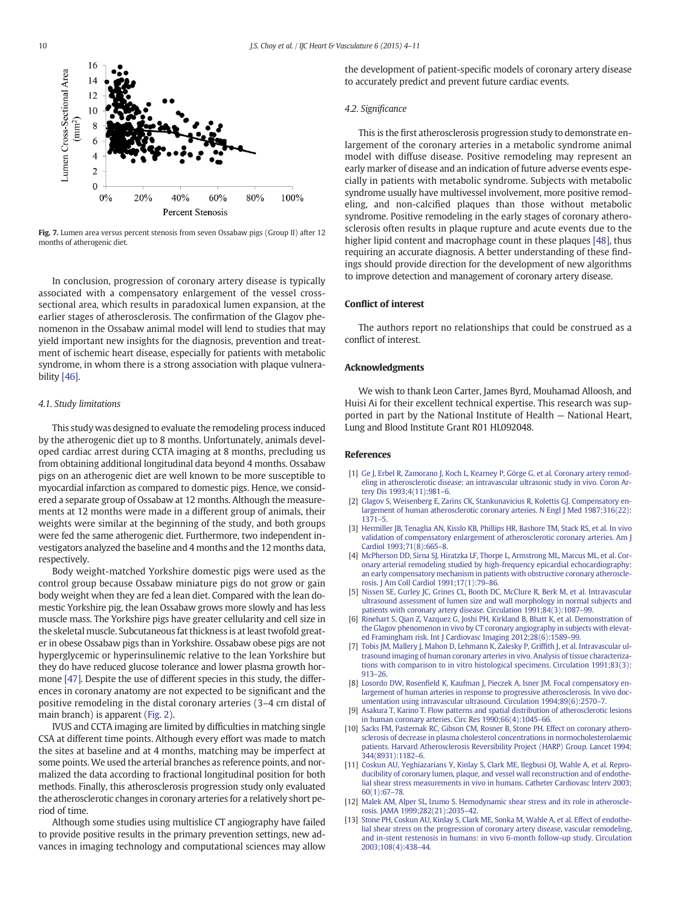Lumen Cross-Sectional Area (mm$^2$)

16
14
12
10
8
6
4
2
0

0% 20% 40% 60% 80% 100%

Percent Stenosis

**Fig. 7.** Lumen area versus percent stenosis from seven Ossabaw pigs (Group II) after 12 months of atherogenic diet.

In conclusion, progression of coronary artery disease is typically associated with a compensatory enlargement of the vessel cross-sectional area, which results in paradoxical lumen expansion, at the earlier stages of atherosclerosis. The confirmation of the Glagov phenomenon in the Ossabaw animal model will lend to studies that may yield important new insights for the diagnosis, prevention and treatment of ischemic heart disease, especially for patients with metabolic syndrome, in whom there is a strong association with plaque vulnerability [46].

### *4.1. Study limitations*

This study was designed to evaluate the remodeling process induced by the atherogenic diet up to 8 months. Unfortunately, animals developed cardiac arrest during CCTA imaging at 8 months, precluding us from obtaining additional longitudinal data beyond 4 months. Ossabaw pigs on an atherogenic diet are well known to be more susceptible to myocardial infarction as compared to domestic pigs. Hence, we considered a separate group of Ossabaw at 12 months. Although the measurements at 12 months were made in a different group of animals, their weights were similar at the beginning of the study, and both groups were fed the same atherogenic diet. Furthermore, two independent investigators analyzed the baseline and 4 months and the 12 months data, respectively.

Body weight-matched Yorkshire domestic pigs were used as the control group because Ossabaw miniature pigs do not grow or gain body weight when they are fed a lean diet. Compared with the lean domestic Yorkshire pig, the lean Ossabaw grows more slowly and has less muscle mass. The Yorkshire pigs have greater cellularity and cell size in the skeletal muscle. Subcutaneous fat thickness is at least twofold greater in obese Ossabaw pigs than in Yorkshire. Ossabaw obese pigs are not hyperglycemic or hyperinsulinemic relative to the lean Yorkshire but they do have reduced glucose tolerance and lower plasma growth hormone [47]. Despite the use of different species in this study, the differences in coronary anatomy are not expected to be significant and the positive remodeling in the distal coronary arteries (3–4 cm distal of main branch) is apparent (Fig. 2).

IVUS and CCTA imaging are limited by difficulties in matching single CSA at different time points. Although every effort was made to match the sites at baseline and at 4 months, matching may be imperfect at some points. We used the arterial branches as reference points, and normalized the data according to fractional longitudinal position for both methods. Finally, this atherosclerosis progression study only evaluated the atherosclerotic changes in coronary arteries for a relatively short period of time.

Although some studies using multislice CT angiography have failed to provide positive results in the primary prevention settings, new advances in imaging technology and computational sciences may allow the development of patient-specific models of coronary artery disease to accurately predict and prevent future cardiac events.

### *4.2. Significance*

This is the first atherosclerosis progression study to demonstrate enlargement of the coronary arteries in a metabolic syndrome animal model with diffuse disease. Positive remodeling may represent an early marker of disease and an indication of future adverse events especially in patients with metabolic syndrome. Subjects with metabolic syndrome usually have multivessel involvement, more positive remodeling, and non-calcified plaques than those without metabolic syndrome. Positive remodeling in the early stages of coronary atherosclerosis often results in plaque rupture and acute events due to the higher lipid content and macrophage count in these plaques [48], thus requiring an accurate diagnosis. A better understanding of these findings should provide direction for the development of new algorithms to improve detection and management of coronary artery disease.

## Conflict of interest

The authors report no relationships that could be construed as a conflict of interest.

## Acknowledgments

We wish to thank Leon Carter, James Byrd, Mouhamad Alloosh, and Huisi Ai for their excellent technical expertise. This research was supported in part by the National Institute of Health — National Heart, Lung and Blood Institute Grant R01 HL092048.

## References

[1] Ge J, Erbel R, Zamorano J, Koch L, Kearney P, Görge G, et al. Coronary artery remodeling in atherosclerotic disease: an intravascular ultrasonic study in vivo. Coron Artery Dis 1993;4(11):981–6.

[2] Glagov S, Weisenberg E, Zarins CK, Stankunavicius R, Kolettis GJ. Compensatory enlargement of human atherosclerotic coronary arteries. N Engl J Med 1987;316(22):1371–5.

[3] Hermiller JB, Tenaglia AN, Kisslo KB, Phillips HR, Bashore TM, Stack RS, et al. In vivo validation of compensatory enlargement of atherosclerotic coronary arteries. Am J Cardiol 1993;71(8):665–8.

[4] McPherson DD, Sirna SJ, Hiratzka LF, Thorpe L, Armstrong ML, Marcus ML, et al. Coronary arterial remodeling studied by high-frequency epicardial echocardiography: an early compensatory mechanism in patients with obstructive coronary atherosclerosis. J Am Coll Cardiol 1991;17(1):79–86.

[5] Nissen SE, Gurley JC, Grines CL, Booth DC, McClure R, Berk M, et al. Intravascular ultrasound assessment of lumen size and wall morphology in normal subjects and patients with coronary artery disease. Circulation 1991;84(3):1087–99.

[6] Rinehart S, Qian Z, Vazquez G, Joshi PH, Kirkland B, Bhatt K, et al. Demonstration of the Glagov phenomenon in vivo by CT coronary angiography in subjects with elevated Framingham risk. Int J Cardiovasc Imaging 2012;28(6):1589–99.

[7] Tobis JM, Mallery J, Mahon D, Lehmann K, Zalesky P, Griffith J, et al. Intravascular ultrasound imaging of human coronary arteries in vivo. Analysis of tissue characterizations with comparison to in vitro histological specimens. Circulation 1991;83(3):913–26.

[8] Losordo DW, Rosenfield K, Kaufman J, Pieczek A, Isner JM. Focal compensatory enlargement of human arteries in response to progressive atherosclerosis. In vivo documentation using intravascular ultrasound. Circulation 1994;89(6):2570–7.

[9] Asakura T, Karino T. Flow patterns and spatial distribution of atherosclerotic lesions in human coronary arteries. Circ Res 1990;66(4):1045–66.

[10] Sacks FM, Pasternak RC, Gibson CM, Rosner B, Stone PH. Effect on coronary atherosclerosis of decrease in plasma cholesterol concentrations in normocholesterolaemic patients. Harvard Atherosclerosis Reversibility Project (HARP) Group. Lancet 1994;344(8931):1182–6.

[11] Coskun AU, Yeghiazarians Y, Kinlay S, Clark ME, Ilegbusi OJ, Wahle A, et al. Reproducibility of coronary lumen, plaque, and vessel wall reconstruction and of endothelial shear stress measurements in vivo in humans. Catheter Cardiovasc Interv 2003;60(1):67–78.

[12] Malek AM, Alper SL, Izumo S. Hemodynamic shear stress and its role in atherosclerosis. JAMA 1999;282(21):2035–42.

[13] Stone PH, Coskun AU, Kinlay S, Clark ME, Sonka M, Wahle A, et al. Effect of endothelial shear stress on the progression of coronary artery disease, vascular remodeling, and in-stent restenosis in humans: in vivo 6-month follow-up study. Circulation 2003;108(4):438–44.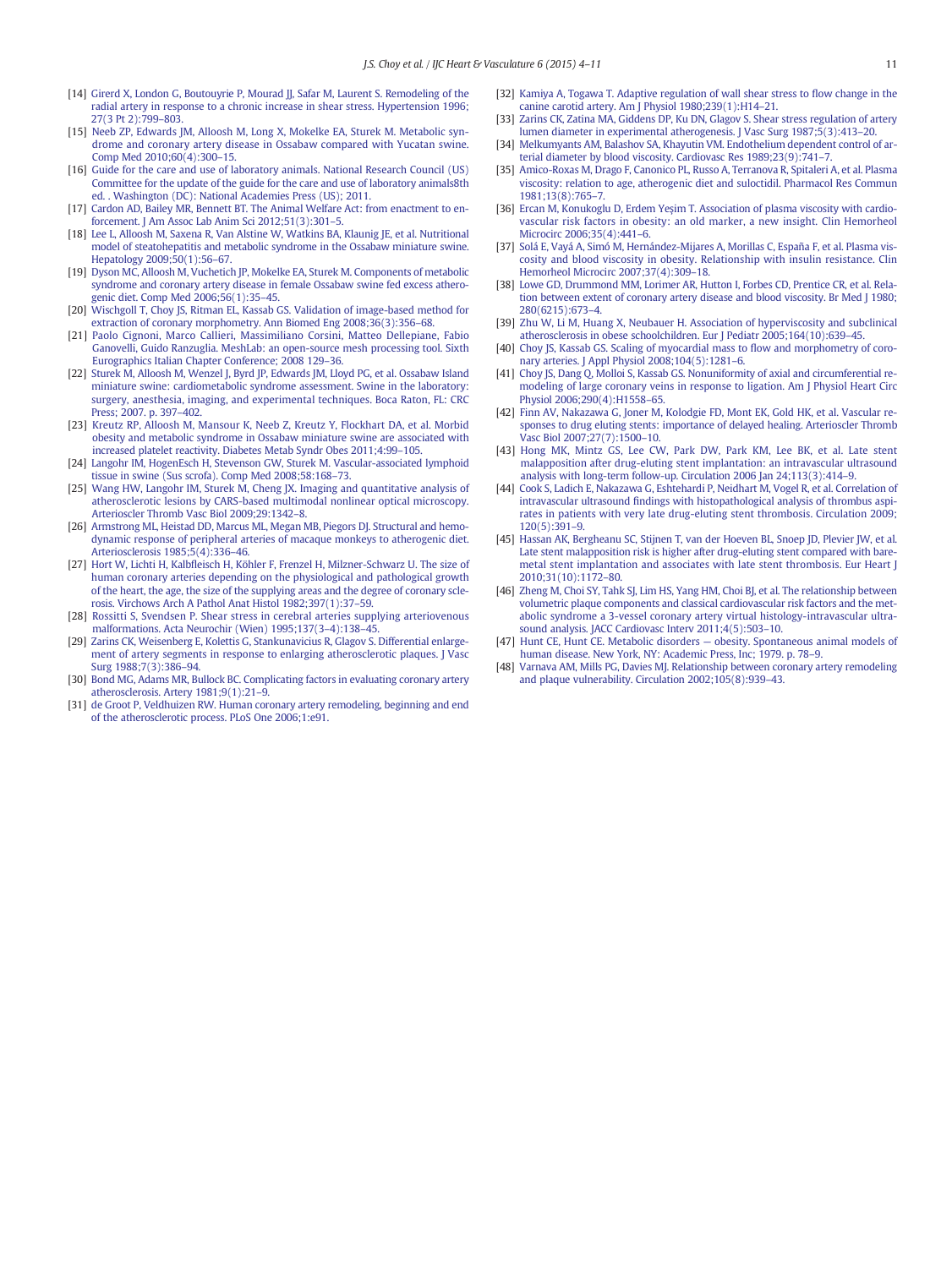[14] Girerd X, London G, Boutouyrie P, Mourad JJ, Safar M, Laurent S. Remodeling of the radial artery in response to a chronic increase in shear stress. Hypertension 1996; 27(3 Pt 2):799–803.

[15] Neeb ZP, Edwards JM, Alloosh M, Long X, Mokelke EA, Sturek M. Metabolic syndrome and coronary artery disease in Ossabaw compared with Yucatan swine. Comp Med 2010;60(4):300–15.

[16] Guide for the care and use of laboratory animals. National Research Council (US) Committee for the update of the guide for the care and use of laboratory animals8th ed. . Washington (DC): National Academies Press (US); 2011.

[17] Cardon AD, Bailey MR, Bennett BT. The Animal Welfare Act: from enactment to enforcement. J Am Assoc Lab Anim Sci 2012;51(3):301–5.

[18] Lee L, Alloosh M, Saxena R, Van Alstine W, Watkins BA, Klaunig JE, et al. Nutritional model of steatohepatitis and metabolic syndrome in the Ossabaw miniature swine. Hepatology 2009;50(1):56–67.

[19] Dyson MC, Alloosh M, Vuchetich JP, Mokelke EA, Sturek M. Components of metabolic syndrome and coronary artery disease in female Ossabaw swine fed excess atherogenic diet. Comp Med 2006;56(1):35–45.

[20] Wischgoll T, Choy JS, Ritman EL, Kassab GS. Validation of image-based method for extraction of coronary morphometry. Ann Biomed Eng 2008;36(3):356–68.

[21] Paolo Cignoni, Marco Callieri, Massimiliano Corsini, Matteo Dellepiane, Fabio Ganovelli, Guido Ranzuglia. MeshLab: an open-source mesh processing tool. Sixth Eurographics Italian Chapter Conference; 2008 129–36.

[22] Sturek M, Alloosh M, Wenzel J, Byrd JP, Edwards JM, Lloyd PG, et al. Ossabaw Island miniature swine: cardiometabolic syndrome assessment. Swine in the laboratory: surgery, anesthesia, imaging, and experimental techniques. Boca Raton, FL: CRC Press; 2007. p. 397–402.

[23] Kreutz RP, Alloosh M, Mansour K, Neeb Z, Kreutz Y, Flockhart DA, et al. Morbid obesity and metabolic syndrome in Ossabaw miniature swine are associated with increased platelet reactivity. Diabetes Metab Syndr Obes 2011;4:99–105.

[24] Langohr IM, HogenEsch H, Stevenson GW, Sturek M. Vascular-associated lymphoid tissue in swine (Sus scrofa). Comp Med 2008;58:168–73.

[25] Wang HW, Langohr IM, Sturek M, Cheng JX. Imaging and quantitative analysis of atherosclerotic lesions by CARS-based multimodal nonlinear optical microscopy. Arterioscler Thromb Vasc Biol 2009;29:1342–8.

[26] Armstrong ML, Heistad DD, Marcus ML, Megan MB, Piegors DJ. Structural and hemodynamic response of peripheral arteries of macaque monkeys to atherogenic diet. Arteriosclerosis 1985;5(4):336–46.

[27] Hort W, Lichti H, Kalbfleisch H, Köhler F, Frenzel H, Milzner-Schwarz U. The size of human coronary arteries depending on the physiological and pathological growth of the heart, the age, the size of the supplying areas and the degree of coronary sclerosis. Virchows Arch A Pathol Anat Histol 1982;397(1):37–59.

[28] Rossitti S, Svendsen P. Shear stress in cerebral arteries supplying arteriovenous malformations. Acta Neurochir (Wien) 1995;137(3–4):138–45.

[29] Zarins CK, Weisenberg E, Kolettis G, Stankunavicius R, Glagov S. Differential enlargement of artery segments in response to enlarging atherosclerotic plaques. J Vasc Surg 1988;7(3):386–94.

[30] Bond MG, Adams MR, Bullock BC. Complicating factors in evaluating coronary artery atherosclerosis. Artery 1981;9(1):21–9.

[31] de Groot P, Veldhuizen RW. Human coronary artery remodeling, beginning and end of the atherosclerotic process. PLoS One 2006;1:e91.

[32] Kamiya A, Togawa T. Adaptive regulation of wall shear stress to flow change in the canine carotid artery. Am J Physiol 1980;239(1):H14–21.

[33] Zarins CK, Zatina MA, Giddens DP, Ku DN, Glagov S. Shear stress regulation of artery lumen diameter in experimental atherogenesis. J Vasc Surg 1987;5(3):413–20.

[34] Melkumyants AM, Balashov SA, Khayutin VM. Endothelium dependent control of arterial diameter by blood viscosity. Cardiovasc Res 1989;23(9):741–7.

[35] Amico-Roxas M, Drago F, Canonico PL, Russo A, Terranova R, Spitaleri A, et al. Plasma viscosity: relation to age, atherogenic diet and suloctidil. Pharmacol Res Commun 1981;13(8):765–7.

[36] Ercan M, Konukoglu D, Erdem Yeşim T. Association of plasma viscosity with cardiovascular risk factors in obesity: an old marker, a new insight. Clin Hemorheol Microcirc 2006;35(4):441–6.

[37] Solá E, Vayá A, Simó M, Hernández-Mijares A, Morillas C, España F, et al. Plasma viscosity and blood viscosity in obesity. Relationship with insulin resistance. Clin Hemorheol Microcirc 2007;37(4):309–18.

[38] Lowe GD, Drummond MM, Lorimer AR, Hutton I, Forbes CD, Prentice CR, et al. Relation between extent of coronary artery disease and blood viscosity. Br Med J 1980; 280(6215):673–4.

[39] Zhu W, Li M, Huang X, Neubauer H. Association of hyperviscosity and subclinical atherosclerosis in obese schoolchildren. Eur J Pediatr 2005;164(10):639–45.

[40] Choy JS, Kassab GS. Scaling of myocardial mass to flow and morphometry of coronary arteries. J Appl Physiol 2008;104(5):1281–6.

[41] Choy JS, Dang Q, Molloi S, Kassab GS. Nonuniformity of axial and circumferential remodeling of large coronary veins in response to ligation. Am J Physiol Heart Circ Physiol 2006;290(4):H1558–65.

[42] Finn AV, Nakazawa G, Joner M, Kolodgie FD, Mont EK, Gold HK, et al. Vascular responses to drug eluting stents: importance of delayed healing. Arterioscler Thromb Vasc Biol 2007;27(7):1500–10.

[43] Hong MK, Mintz GS, Lee CW, Park DW, Park KM, Lee BK, et al. Late stent malapposition after drug-eluting stent implantation: an intravascular ultrasound analysis with long-term follow-up. Circulation 2006 Jan 24;113(3):414–9.

[44] Cook S, Ladich E, Nakazawa G, Eshtehardi P, Neidhart M, Vogel R, et al. Correlation of intravascular ultrasound findings with histopathological analysis of thrombus aspirates in patients with very late drug-eluting stent thrombosis. Circulation 2009; 120(5):391–9.

[45] Hassan AK, Bergheanu SC, Stijnen T, van der Hoeven BL, Snoep JD, Plevier JW, et al. Late stent malapposition risk is higher after drug-eluting stent compared with bare-metal stent implantation and associates with late stent thrombosis. Eur Heart J 2010;31(10):1172–80.

[46] Zheng M, Choi SY, Tahk SJ, Lim HS, Yang HM, Choi BJ, et al. The relationship between volumetric plaque components and classical cardiovascular risk factors and the metabolic syndrome a 3-vessel coronary artery virtual histology-intravascular ultrasound analysis. JACC Cardiovasc Interv 2011;4(5):503–10.

[47] Hunt CE, Hunt CE. Metabolic disorders — obesity. Spontaneous animal models of human disease. New York, NY: Academic Press, Inc; 1979. p. 78–9.

[48] Varnava AM, Mills PG, Davies MJ. Relationship between coronary artery remodeling and plaque vulnerability. Circulation 2002;105(8):939–43.